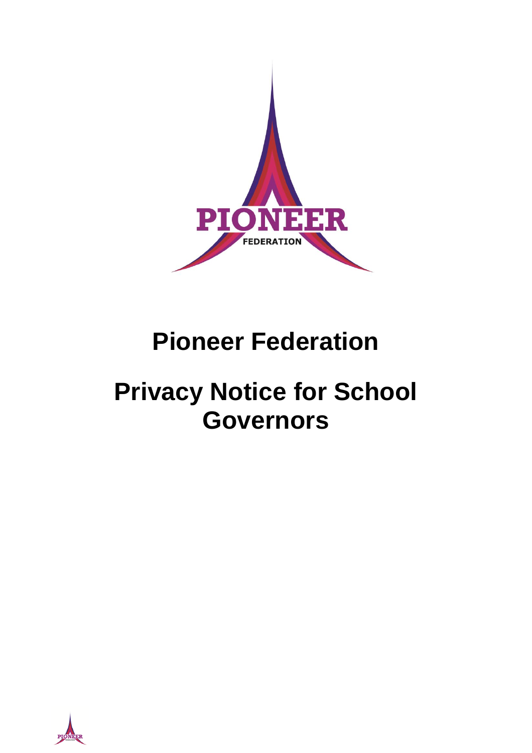# Pioneer Federation

# Privacy Notice for School Governors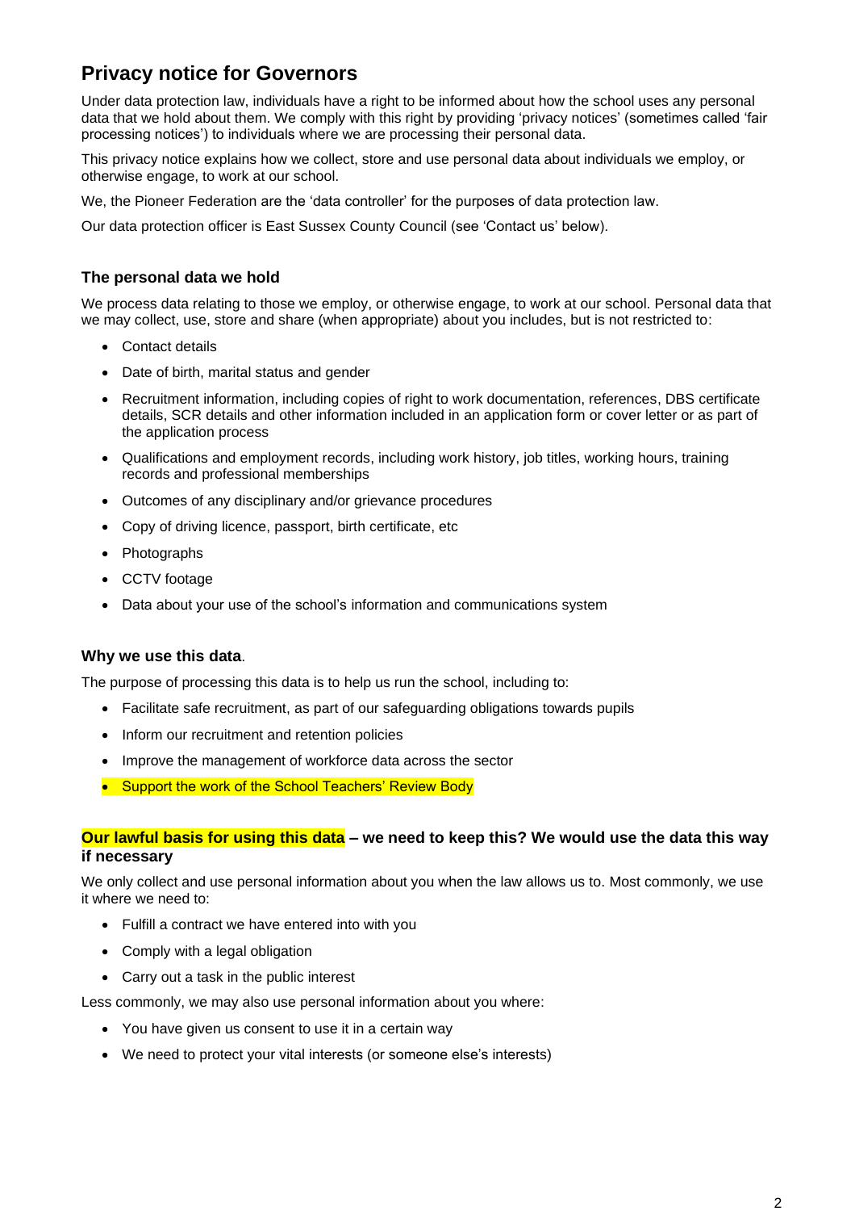## Privacy notice for Governors

Under data protection law, individuals have a right to be informed about how the school uses any personal data that we hold about them. We comply with this right by providing 'privacy notices' (sometimes called 'fair processing notices') to individuals where we are processing their personal data.

This privacy notice explains how we collect, store and use personal data about individuals we employ, or otherwise engage, to work at our school.

We, the Pioneer Federation are the 'data controller' for the purposes of data protection law.

Our data protection officer is East Sussex County Council (see 'Contact us' below).

### The personal data we hold

We process data relating to those we employ, or otherwise engage, to work at our school. Personal data that we may collect, use, store and share (when appropriate) about you includes, but is not restricted to:

- Contact details
- Date of birth, marital status and gender
- Recruitment information, including copies of right to work documentation, references, DBS certificate details, SCR details and other information included in an application form or cover letter or as part of the application process
- Qualifications and employment records, including work history, job titles, working hours, training records and professional memberships
- Outcomes of any disciplinary and/or grievance procedures
- Copy of driving licence, passport, birth certificate, etc
- Photographs
- CCTV footage
- Data about your use of the school's information and communications system

### Why we use this data.

The purpose of processing this data is to help us run the school, including to:

- Facilitate safe recruitment, as part of our safeguarding obligations towards pupils
- Inform our recruitment and retention policies
- Improve the management of workforce data across the sector
- Support the work of the School Teachers' Review Body

### Our lawful basis for using this data – we need to keep this? We would use the data this way if necessary

We only collect and use personal information about you when the law allows us to. Most commonly, we use it where we need to:

- Fulfill a contract we have entered into with you
- Comply with a legal obligation
- Carry out a task in the public interest

Less commonly, we may also use personal information about you where:

- You have given us consent to use it in a certain way
- We need to protect your vital interests (or someone else's interests)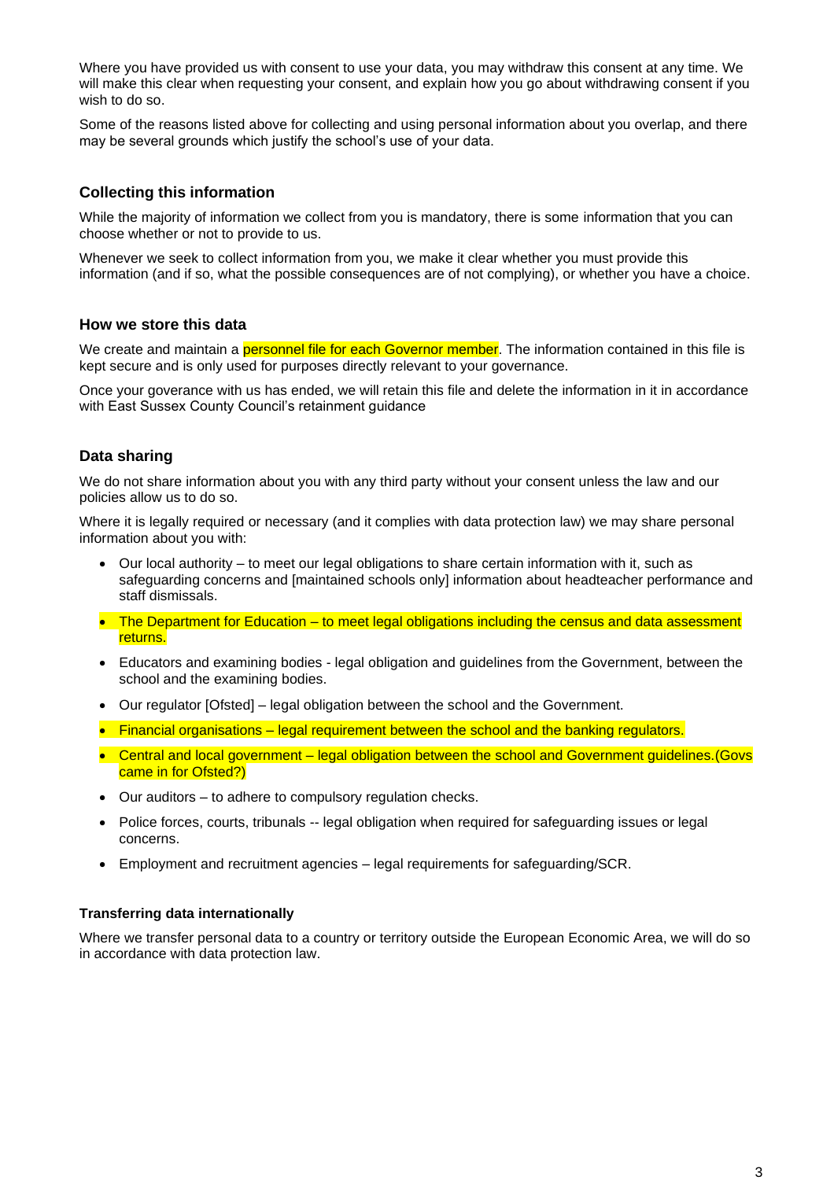Where you have provided us with consent to use your data, you may withdraw this consent at any time. We will make this clear when requesting your consent, and explain how you go about withdrawing consent if you wish to do so.

Some of the reasons listed above for collecting and using personal information about you overlap, and there may be several grounds which justify the school's use of your data.

### Collecting this information

While the majority of information we collect from you is mandatory, there is some information that you can choose whether or not to provide to us.

Whenever we seek to collect information from you, we make it clear whether you must provide this information (and if so, what the possible consequences are of not complying), or whether you have a choice.

### How we store this data

We create and maintain a personnel file for each Governor member. The information contained in this file is kept secure and is only used for purposes directly relevant to your governance.

Once your goverance with us has ended, we will retain this file and delete the information in it in accordance with East Sussex County Council's retainment guidance

### Data sharing

We do not share information about you with any third party without your consent unless the law and our policies allow us to do so.

Where it is legally required or necessary (and it complies with data protection law) we may share personal information about you with:

- Our local authority – to meet our legal obligations to share certain information with it, such as safeguarding concerns and [maintained schools only] information about headteacher performance and staff dismissals.
- The Department for Education – to meet legal obligations including the census and data assessment returns.
- Educators and examining bodies - legal obligation and guidelines from the Government, between the school and the examining bodies.
- Our regulator [Ofsted] – legal obligation between the school and the Government.
- Financial organisations – legal requirement between the school and the banking regulators.
- Central and local government – legal obligation between the school and Government guidelines.(Govs came in for Ofsted?)
- Our auditors – to adhere to compulsory regulation checks.
- Police forces, courts, tribunals -- legal obligation when required for safeguarding issues or legal concerns.
- Employment and recruitment agencies – legal requirements for safeguarding/SCR.

#### Transferring data internationally

Where we transfer personal data to a country or territory outside the European Economic Area, we will do so in accordance with data protection law.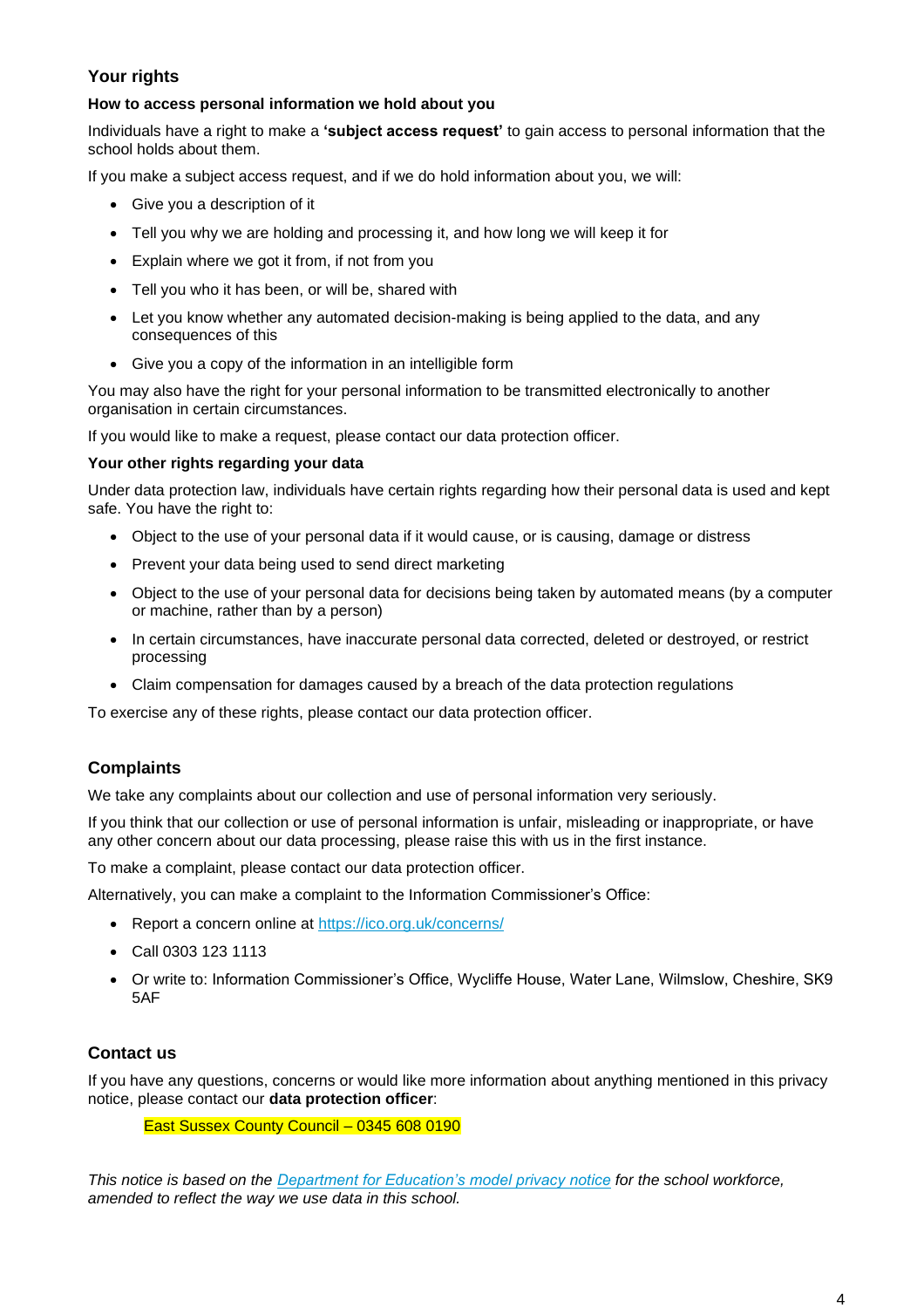## Your rights

### How to access personal information we hold about you

Individuals have a right to make a **'subject access request'** to gain access to personal information that the school holds about them.

If you make a subject access request, and if we do hold information about you, we will:

- Give you a description of it
- Tell you why we are holding and processing it, and how long we will keep it for
- Explain where we got it from, if not from you
- Tell you who it has been, or will be, shared with
- Let you know whether any automated decision-making is being applied to the data, and any consequences of this
- Give you a copy of the information in an intelligible form

You may also have the right for your personal information to be transmitted electronically to another organisation in certain circumstances.

If you would like to make a request, please contact our data protection officer.

### Your other rights regarding your data

Under data protection law, individuals have certain rights regarding how their personal data is used and kept safe. You have the right to:

- Object to the use of your personal data if it would cause, or is causing, damage or distress
- Prevent your data being used to send direct marketing
- Object to the use of your personal data for decisions being taken by automated means (by a computer or machine, rather than by a person)
- In certain circumstances, have inaccurate personal data corrected, deleted or destroyed, or restrict processing
- Claim compensation for damages caused by a breach of the data protection regulations

To exercise any of these rights, please contact our data protection officer.

## Complaints

We take any complaints about our collection and use of personal information very seriously.

If you think that our collection or use of personal information is unfair, misleading or inappropriate, or have any other concern about our data processing, please raise this with us in the first instance.

To make a complaint, please contact our data protection officer.

Alternatively, you can make a complaint to the Information Commissioner's Office:

- Report a concern online at [https://ico.org.uk/concerns/](https://ico.org.uk/concerns/)
- Call 0303 123 1113
- Or write to: Information Commissioner's Office, Wycliffe House, Water Lane, Wilmslow, Cheshire, SK9 5AF

## Contact us

If you have any questions, concerns or would like more information about anything mentioned in this privacy notice, please contact our **data protection officer**:

East Sussex County Council – 0345 608 0190

*This notice is based on the [Department for Education's model privacy notice](#) for the school workforce, amended to reflect the way we use data in this school.*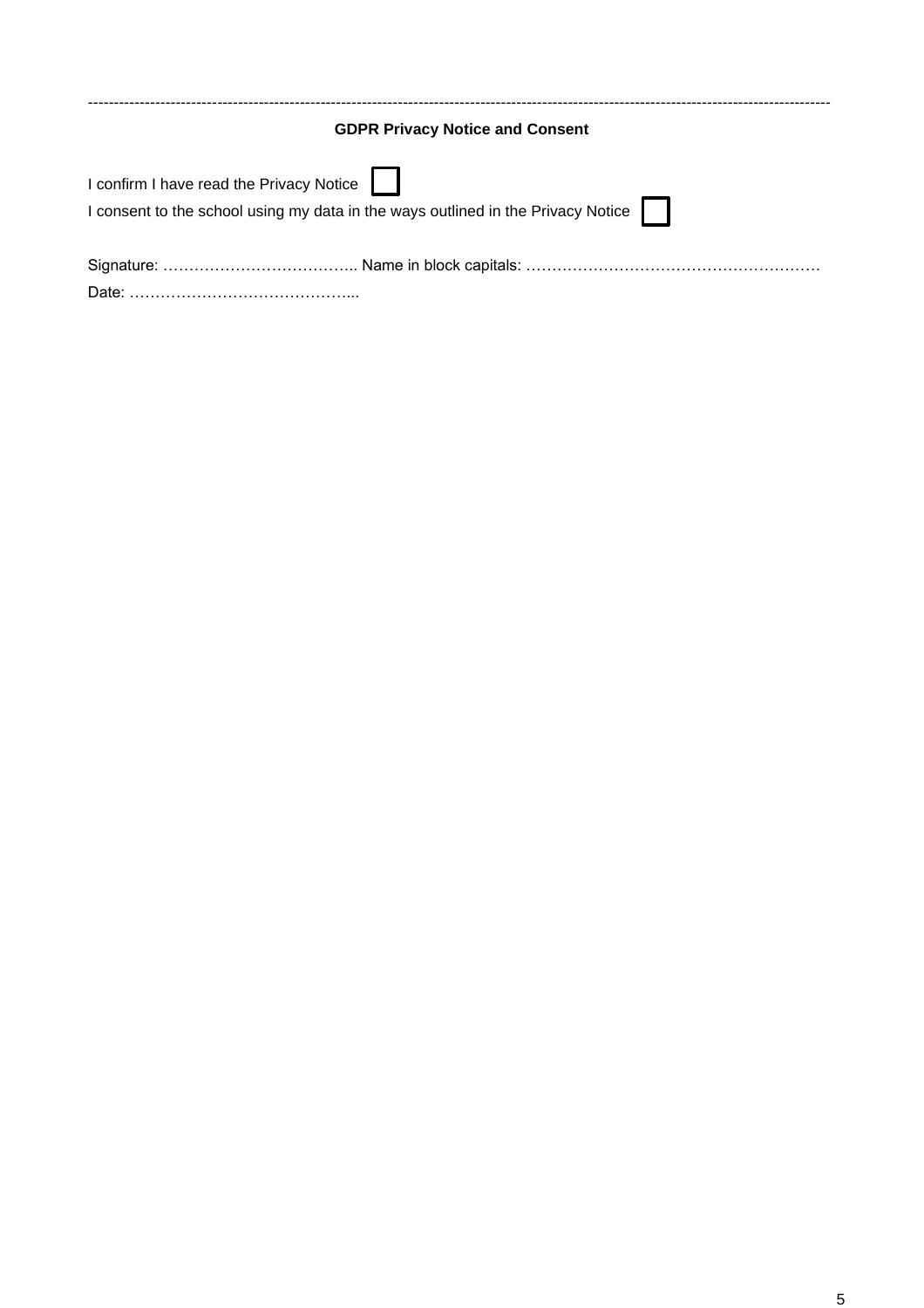---

**GDPR Privacy Notice and Consent**

I confirm I have read the Privacy Notice ☐

I consent to the school using my data in the ways outlined in the Privacy Notice ☐

Signature: ……………………………….. Name in block capitals: …………………………………………………

Date: ……………………………………...